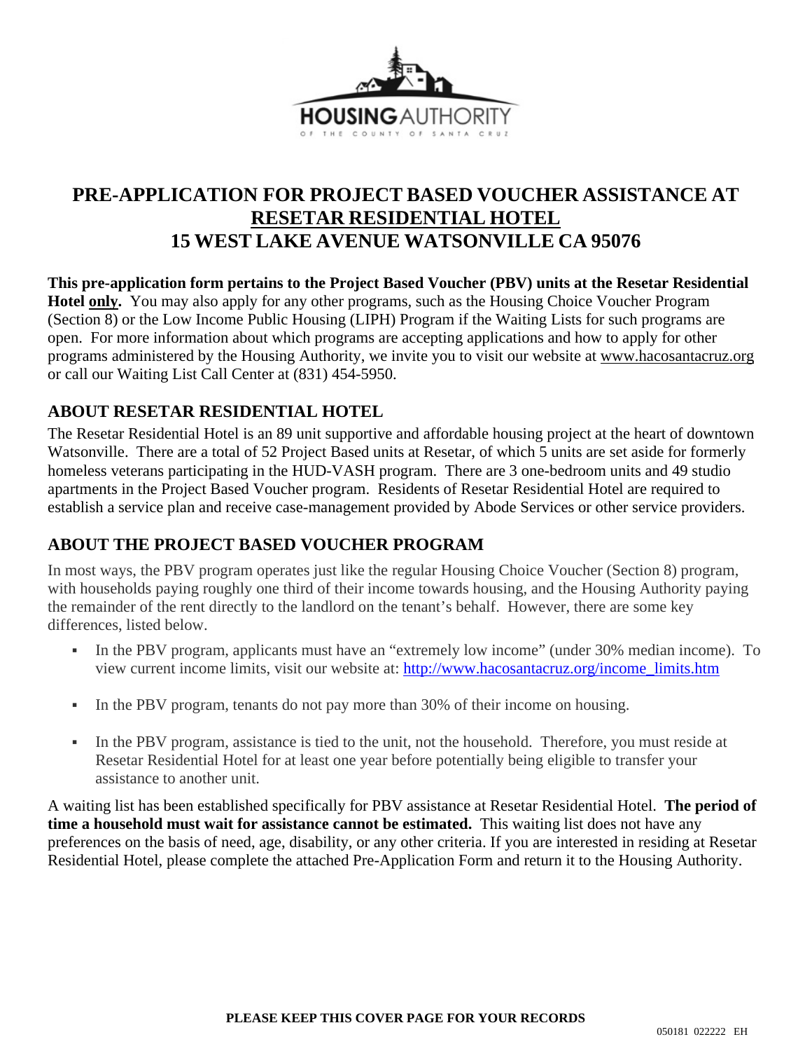HOUSING AUTHORITY OF THE COUNTY OF SANTA CRUZ

# PRE-APPLICATION FOR PROJECT BASED VOUCHER ASSISTANCE AT RESETAR RESIDENTIAL HOTEL 15 WEST LAKE AVENUE WATSONVILLE CA 95076

**This pre-application form pertains to the Project Based Voucher (PBV) units at the Resetar Residential Hotel only.** You may also apply for any other programs, such as the Housing Choice Voucher Program (Section 8) or the Low Income Public Housing (LIPH) Program if the Waiting Lists for such programs are open. For more information about which programs are accepting applications and how to apply for other programs administered by the Housing Authority, we invite you to visit our website at www.hacosantacruz.org or call our Waiting List Call Center at (831) 454-5950.

## ABOUT RESETAR RESIDENTIAL HOTEL

The Resetar Residential Hotel is an 89 unit supportive and affordable housing project at the heart of downtown Watsonville. There are a total of 52 Project Based units at Resetar, of which 5 units are set aside for formerly homeless veterans participating in the HUD-VASH program. There are 3 one-bedroom units and 49 studio apartments in the Project Based Voucher program. Residents of Resetar Residential Hotel are required to establish a service plan and receive case-management provided by Abode Services or other service providers.

## ABOUT THE PROJECT BASED VOUCHER PROGRAM

In most ways, the PBV program operates just like the regular Housing Choice Voucher (Section 8) program, with households paying roughly one third of their income towards housing, and the Housing Authority paying the remainder of the rent directly to the landlord on the tenant's behalf. However, there are some key differences, listed below.

- In the PBV program, applicants must have an "extremely low income" (under 30% median income). To view current income limits, visit our website at: http://www.hacosantacruz.org/income_limits.htm
- In the PBV program, tenants do not pay more than 30% of their income on housing.
- In the PBV program, assistance is tied to the unit, not the household. Therefore, you must reside at Resetar Residential Hotel for at least one year before potentially being eligible to transfer your assistance to another unit.

A waiting list has been established specifically for PBV assistance at Resetar Residential Hotel. **The period of time a household must wait for assistance cannot be estimated.** This waiting list does not have any preferences on the basis of need, age, disability, or any other criteria. If you are interested in residing at Resetar Residential Hotel, please complete the attached Pre-Application Form and return it to the Housing Authority.

**PLEASE KEEP THIS COVER PAGE FOR YOUR RECORDS**

050181 022222 EH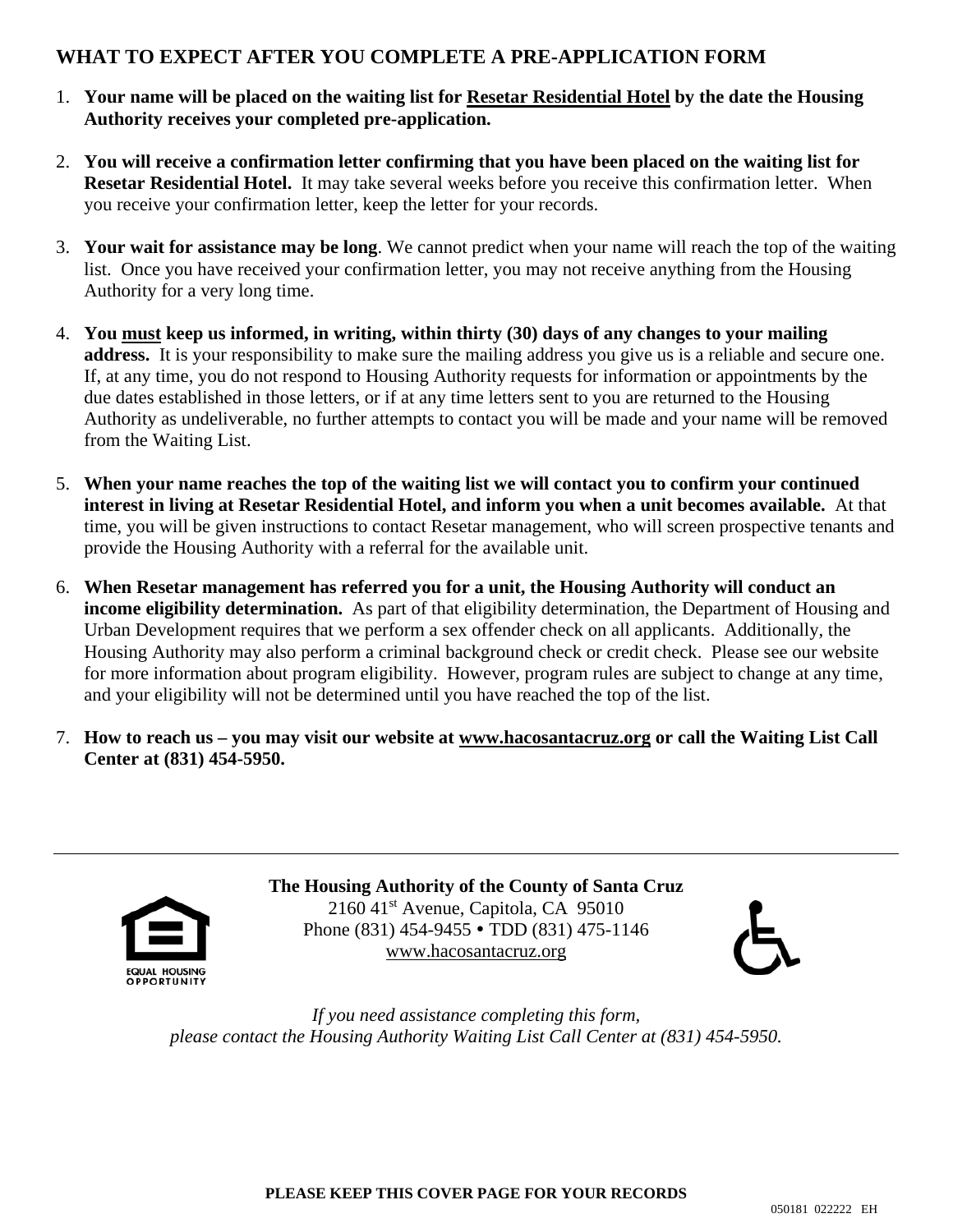## WHAT TO EXPECT AFTER YOU COMPLETE A PRE-APPLICATION FORM

1. **Your name will be placed on the waiting list for Resetar Residential Hotel by the date the Housing Authority receives your completed pre-application.**

2. **You will receive a confirmation letter confirming that you have been placed on the waiting list for Resetar Residential Hotel.** It may take several weeks before you receive this confirmation letter. When you receive your confirmation letter, keep the letter for your records.

3. **Your wait for assistance may be long**. We cannot predict when your name will reach the top of the waiting list. Once you have received your confirmation letter, you may not receive anything from the Housing Authority for a very long time.

4. **You must keep us informed, in writing, within thirty (30) days of any changes to your mailing address.** It is your responsibility to make sure the mailing address you give us is a reliable and secure one. If, at any time, you do not respond to Housing Authority requests for information or appointments by the due dates established in those letters, or if at any time letters sent to you are returned to the Housing Authority as undeliverable, no further attempts to contact you will be made and your name will be removed from the Waiting List.

5. **When your name reaches the top of the waiting list we will contact you to confirm your continued interest in living at Resetar Residential Hotel, and inform you when a unit becomes available.** At that time, you will be given instructions to contact Resetar management, who will screen prospective tenants and provide the Housing Authority with a referral for the available unit.

6. **When Resetar management has referred you for a unit, the Housing Authority will conduct an income eligibility determination.** As part of that eligibility determination, the Department of Housing and Urban Development requires that we perform a sex offender check on all applicants. Additionally, the Housing Authority may also perform a criminal background check or credit check. Please see our website for more information about program eligibility. However, program rules are subject to change at any time, and your eligibility will not be determined until you have reached the top of the list.

7. **How to reach us – you may visit our website at www.hacosantacruz.org or call the Waiting List Call Center at (831) 454-5950.**

---

EQUAL HOUSING OPPORTUNITY

**The Housing Authority of the County of Santa Cruz**
2160 41st Avenue, Capitola, CA 95010
Phone (831) 454-9455 • TDD (831) 475-1146
www.hacosantacruz.org

*If you need assistance completing this form,*
*please contact the Housing Authority Waiting List Call Center at (831) 454-5950.*

**PLEASE KEEP THIS COVER PAGE FOR YOUR RECORDS**

050181 022222 EH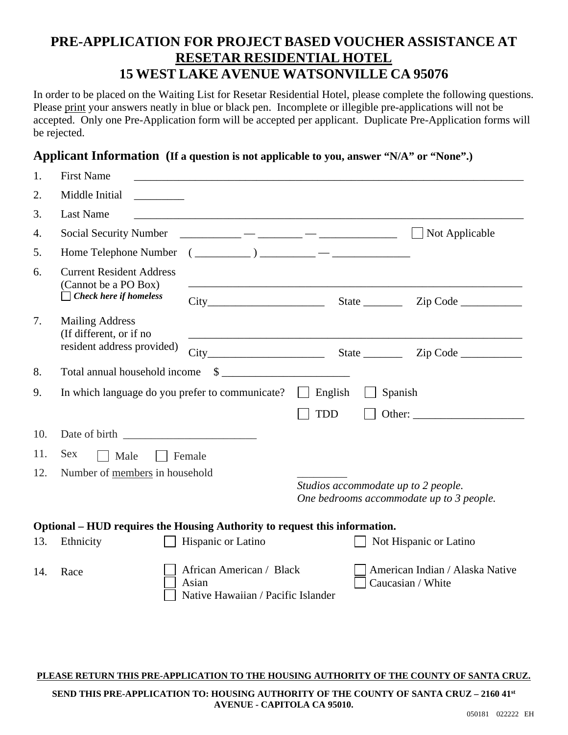# PRE-APPLICATION FOR PROJECT BASED VOUCHER ASSISTANCE AT RESETAR RESIDENTIAL HOTEL 15 WEST LAKE AVENUE WATSONVILLE CA 95076

In order to be placed on the Waiting List for Resetar Residential Hotel, please complete the following questions. Please print your answers neatly in blue or black pen. Incomplete or illegible pre-applications will not be accepted. Only one Pre-Application form will be accepted per applicant. Duplicate Pre-Application forms will be rejected.

## Applicant Information (If a question is not applicable to you, answer "N/A" or "None".)

1. First Name ____________________________________________
2. Middle Initial _________
3. Last Name ____________________________________________
4. Social Security Number ___________ — ________ — ______________ ☐ Not Applicable
5. Home Telephone Number ( __________ ) __________ — ______________
6. Current Resident Address (Cannot be a PO Box) ☐ *Check here if homeless* ____________________________________________
   City_____________________ State _______ Zip Code ___________
7. Mailing Address (If different, or if no resident address provided) ____________________________________________
   City_____________________ State _______ Zip Code ___________
8. Total annual household income $ _______________________
9. In which language do you prefer to communicate? ☐ English ☐ Spanish ☐ TDD ☐ Other: ____________________
10. Date of birth ________________________
11. Sex ☐ Male ☐ Female
12. Number of members in household _________
    *Studios accommodate up to 2 people.*
    *One bedrooms accommodate up to 3 people.*

**Optional – HUD requires the Housing Authority to request this information.**

13. Ethnicity ☐ Hispanic or Latino ☐ Not Hispanic or Latino
14. Race ☐ African American / Black ☐ American Indian / Alaska Native ☐ Asian ☐ Caucasian / White ☐ Native Hawaiian / Pacific Islander

**PLEASE RETURN THIS PRE-APPLICATION TO THE HOUSING AUTHORITY OF THE COUNTY OF SANTA CRUZ.**

**SEND THIS PRE-APPLICATION TO: HOUSING AUTHORITY OF THE COUNTY OF SANTA CRUZ – 2160 41st AVENUE - CAPITOLA CA 95010.**

050181 022222 EH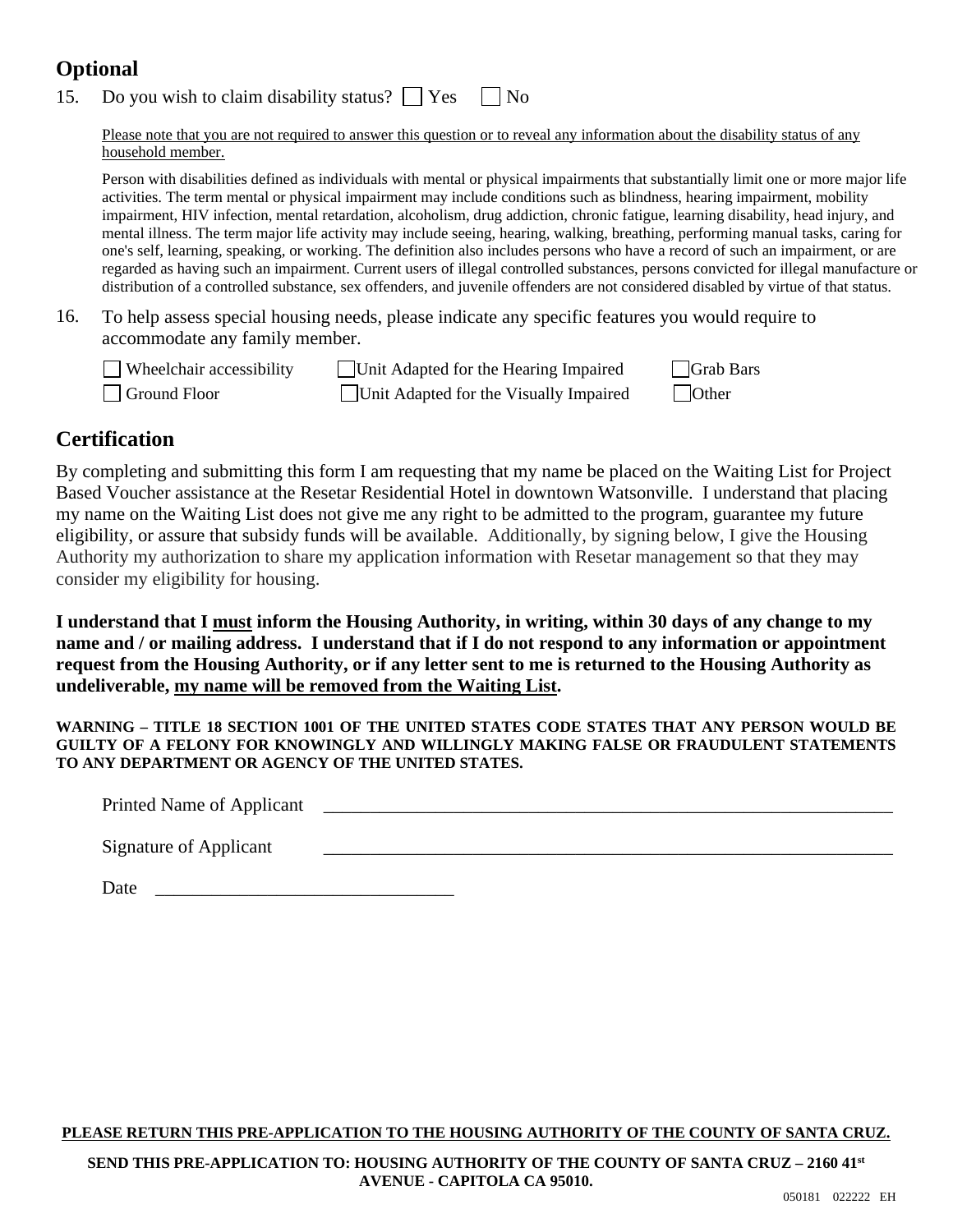## Optional

15. Do you wish to claim disability status? ☐ Yes ☐ No

    Please note that you are not required to answer this question or to reveal any information about the disability status of any household member.

    Person with disabilities defined as individuals with mental or physical impairments that substantially limit one or more major life activities. The term mental or physical impairment may include conditions such as blindness, hearing impairment, mobility impairment, HIV infection, mental retardation, alcoholism, drug addiction, chronic fatigue, learning disability, head injury, and mental illness. The term major life activity may include seeing, hearing, walking, breathing, performing manual tasks, caring for one's self, learning, speaking, or working. The definition also includes persons who have a record of such an impairment, or are regarded as having such an impairment. Current users of illegal controlled substances, persons convicted for illegal manufacture or distribution of a controlled substance, sex offenders, and juvenile offenders are not considered disabled by virtue of that status.

16. To help assess special housing needs, please indicate any specific features you would require to accommodate any family member.

    ☐ Wheelchair accessibility ☐ Unit Adapted for the Hearing Impaired ☐ Grab Bars
    ☐ Ground Floor ☐ Unit Adapted for the Visually Impaired ☐ Other

## Certification

By completing and submitting this form I am requesting that my name be placed on the Waiting List for Project Based Voucher assistance at the Resetar Residential Hotel in downtown Watsonville. I understand that placing my name on the Waiting List does not give me any right to be admitted to the program, guarantee my future eligibility, or assure that subsidy funds will be available. Additionally, by signing below, I give the Housing Authority my authorization to share my application information with Resetar management so that they may consider my eligibility for housing.

**I understand that I must inform the Housing Authority, in writing, within 30 days of any change to my name and / or mailing address. I understand that if I do not respond to any information or appointment request from the Housing Authority, or if any letter sent to me is returned to the Housing Authority as undeliverable, my name will be removed from the Waiting List.**

**WARNING – TITLE 18 SECTION 1001 OF THE UNITED STATES CODE STATES THAT ANY PERSON WOULD BE GUILTY OF A FELONY FOR KNOWINGLY AND WILLINGLY MAKING FALSE OR FRAUDULENT STATEMENTS TO ANY DEPARTMENT OR AGENCY OF THE UNITED STATES.**

Printed Name of Applicant ________________________________________________

Signature of Applicant ________________________________________________

Date ________________________________

**PLEASE RETURN THIS PRE-APPLICATION TO THE HOUSING AUTHORITY OF THE COUNTY OF SANTA CRUZ.**

**SEND THIS PRE-APPLICATION TO: HOUSING AUTHORITY OF THE COUNTY OF SANTA CRUZ – 2160 41st AVENUE - CAPITOLA CA 95010.**

050181 022222 EH